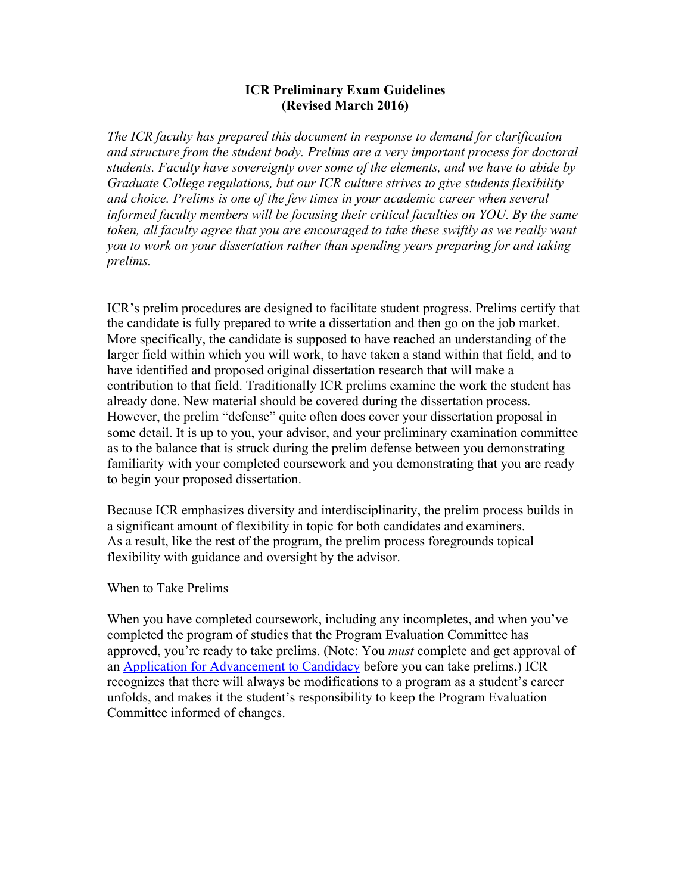# ICR Preliminary Exam Guidelines
# (Revised March 2016)

*The ICR faculty has prepared this document in response to demand for clarification and structure from the student body. Prelims are a very important process for doctoral students. Faculty have sovereignty over some of the elements, and we have to abide by Graduate College regulations, but our ICR culture strives to give students flexibility and choice. Prelims is one of the few times in your academic career when several informed faculty members will be focusing their critical faculties on YOU. By the same token, all faculty agree that you are encouraged to take these swiftly as we really want you to work on your dissertation rather than spending years preparing for and taking prelims.*

ICR's prelim procedures are designed to facilitate student progress. Prelims certify that the candidate is fully prepared to write a dissertation and then go on the job market. More specifically, the candidate is supposed to have reached an understanding of the larger field within which you will work, to have taken a stand within that field, and to have identified and proposed original dissertation research that will make a contribution to that field. Traditionally ICR prelims examine the work the student has already done. New material should be covered during the dissertation process. However, the prelim "defense" quite often does cover your dissertation proposal in some detail. It is up to you, your advisor, and your preliminary examination committee as to the balance that is struck during the prelim defense between you demonstrating familiarity with your completed coursework and you demonstrating that you are ready to begin your proposed dissertation.

Because ICR emphasizes diversity and interdisciplinarity, the prelim process builds in a significant amount of flexibility in topic for both candidates and examiners. As a result, like the rest of the program, the prelim process foregrounds topical flexibility with guidance and oversight by the advisor.

## When to Take Prelims

When you have completed coursework, including any incompletes, and when you've completed the program of studies that the Program Evaluation Committee has approved, you're ready to take prelims. (Note: You *must* complete and get approval of an Application for Advancement to Candidacy before you can take prelims.) ICR recognizes that there will always be modifications to a program as a student's career unfolds, and makes it the student's responsibility to keep the Program Evaluation Committee informed of changes.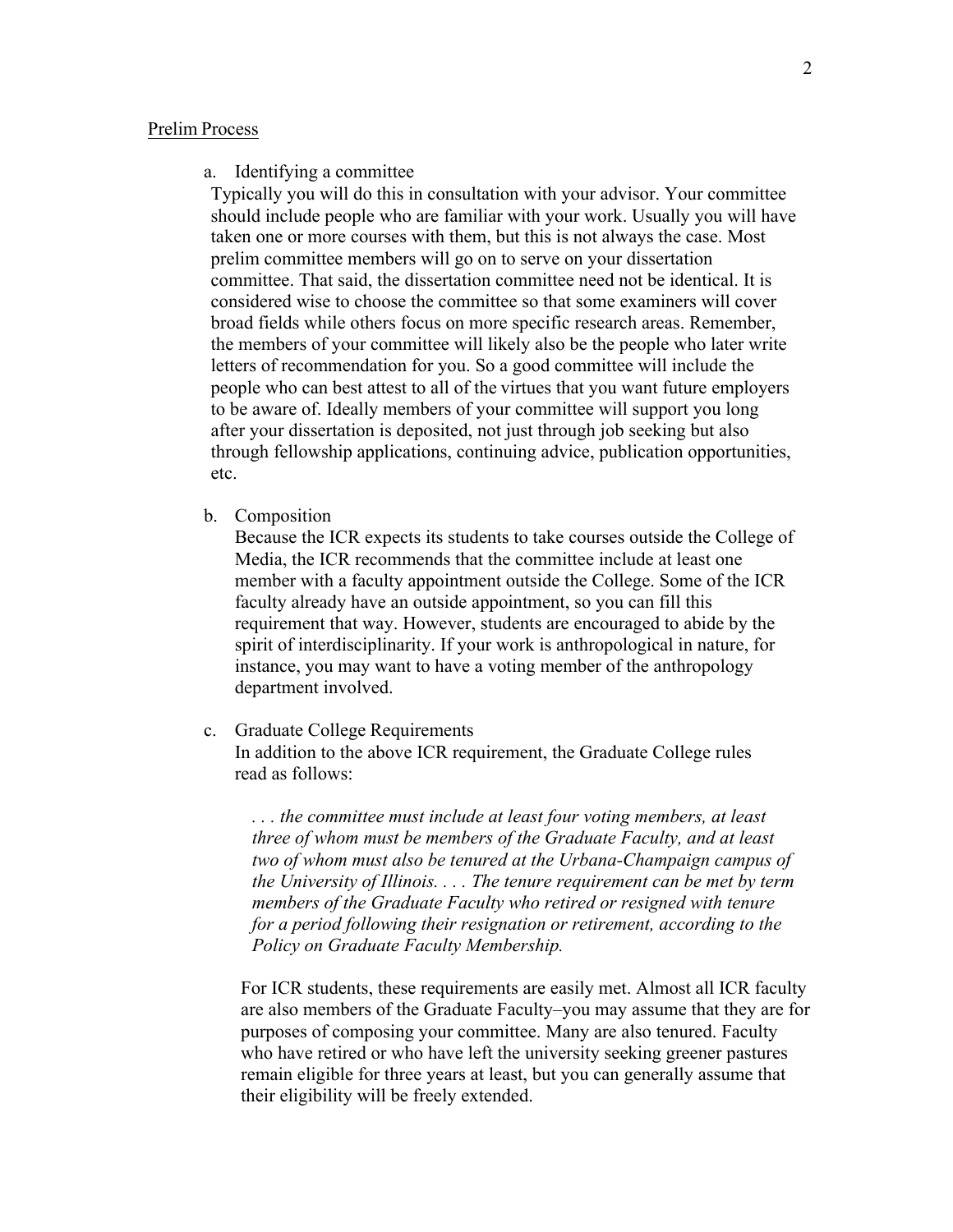Prelim Process

a. Identifying a committee

Typically you will do this in consultation with your advisor. Your committee should include people who are familiar with your work. Usually you will have taken one or more courses with them, but this is not always the case. Most prelim committee members will go on to serve on your dissertation committee. That said, the dissertation committee need not be identical. It is considered wise to choose the committee so that some examiners will cover broad fields while others focus on more specific research areas. Remember, the members of your committee will likely also be the people who later write letters of recommendation for you. So a good committee will include the people who can best attest to all of the virtues that you want future employers to be aware of. Ideally members of your committee will support you long after your dissertation is deposited, not just through job seeking but also through fellowship applications, continuing advice, publication opportunities, etc.

b. Composition

Because the ICR expects its students to take courses outside the College of Media, the ICR recommends that the committee include at least one member with a faculty appointment outside the College. Some of the ICR faculty already have an outside appointment, so you can fill this requirement that way. However, students are encouraged to abide by the spirit of interdisciplinarity. If your work is anthropological in nature, for instance, you may want to have a voting member of the anthropology department involved.

c. Graduate College Requirements

In addition to the above ICR requirement, the Graduate College rules read as follows:

> *. . . the committee must include at least four voting members, at least three of whom must be members of the Graduate Faculty, and at least two of whom must also be tenured at the Urbana-Champaign campus of the University of Illinois. . . . The tenure requirement can be met by term members of the Graduate Faculty who retired or resigned with tenure for a period following their resignation or retirement, according to the Policy on Graduate Faculty Membership.*

For ICR students, these requirements are easily met. Almost all ICR faculty are also members of the Graduate Faculty–you may assume that they are for purposes of composing your committee. Many are also tenured. Faculty who have retired or who have left the university seeking greener pastures remain eligible for three years at least, but you can generally assume that their eligibility will be freely extended.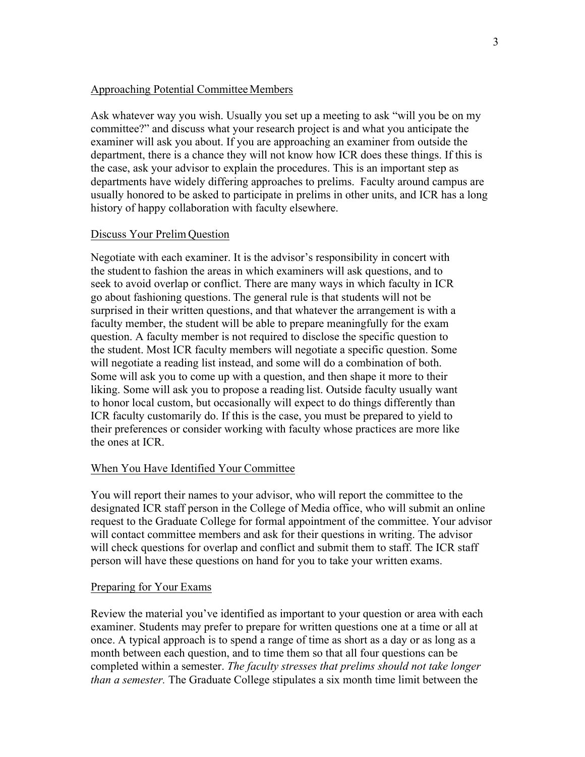## Approaching Potential Committee Members

Ask whatever way you wish. Usually you set up a meeting to ask "will you be on my committee?" and discuss what your research project is and what you anticipate the examiner will ask you about. If you are approaching an examiner from outside the department, there is a chance they will not know how ICR does these things. If this is the case, ask your advisor to explain the procedures. This is an important step as departments have widely differing approaches to prelims. Faculty around campus are usually honored to be asked to participate in prelims in other units, and ICR has a long history of happy collaboration with faculty elsewhere.

## Discuss Your Prelim Question

Negotiate with each examiner. It is the advisor's responsibility in concert with the student to fashion the areas in which examiners will ask questions, and to seek to avoid overlap or conflict. There are many ways in which faculty in ICR go about fashioning questions. The general rule is that students will not be surprised in their written questions, and that whatever the arrangement is with a faculty member, the student will be able to prepare meaningfully for the exam question. A faculty member is not required to disclose the specific question to the student. Most ICR faculty members will negotiate a specific question. Some will negotiate a reading list instead, and some will do a combination of both. Some will ask you to come up with a question, and then shape it more to their liking. Some will ask you to propose a reading list. Outside faculty usually want to honor local custom, but occasionally will expect to do things differently than ICR faculty customarily do. If this is the case, you must be prepared to yield to their preferences or consider working with faculty whose practices are more like the ones at ICR.

## When You Have Identified Your Committee

You will report their names to your advisor, who will report the committee to the designated ICR staff person in the College of Media office, who will submit an online request to the Graduate College for formal appointment of the committee. Your advisor will contact committee members and ask for their questions in writing. The advisor will check questions for overlap and conflict and submit them to staff. The ICR staff person will have these questions on hand for you to take your written exams.

## Preparing for Your Exams

Review the material you've identified as important to your question or area with each examiner. Students may prefer to prepare for written questions one at a time or all at once. A typical approach is to spend a range of time as short as a day or as long as a month between each question, and to time them so that all four questions can be completed within a semester. *The faculty stresses that prelims should not take longer than a semester.* The Graduate College stipulates a six month time limit between the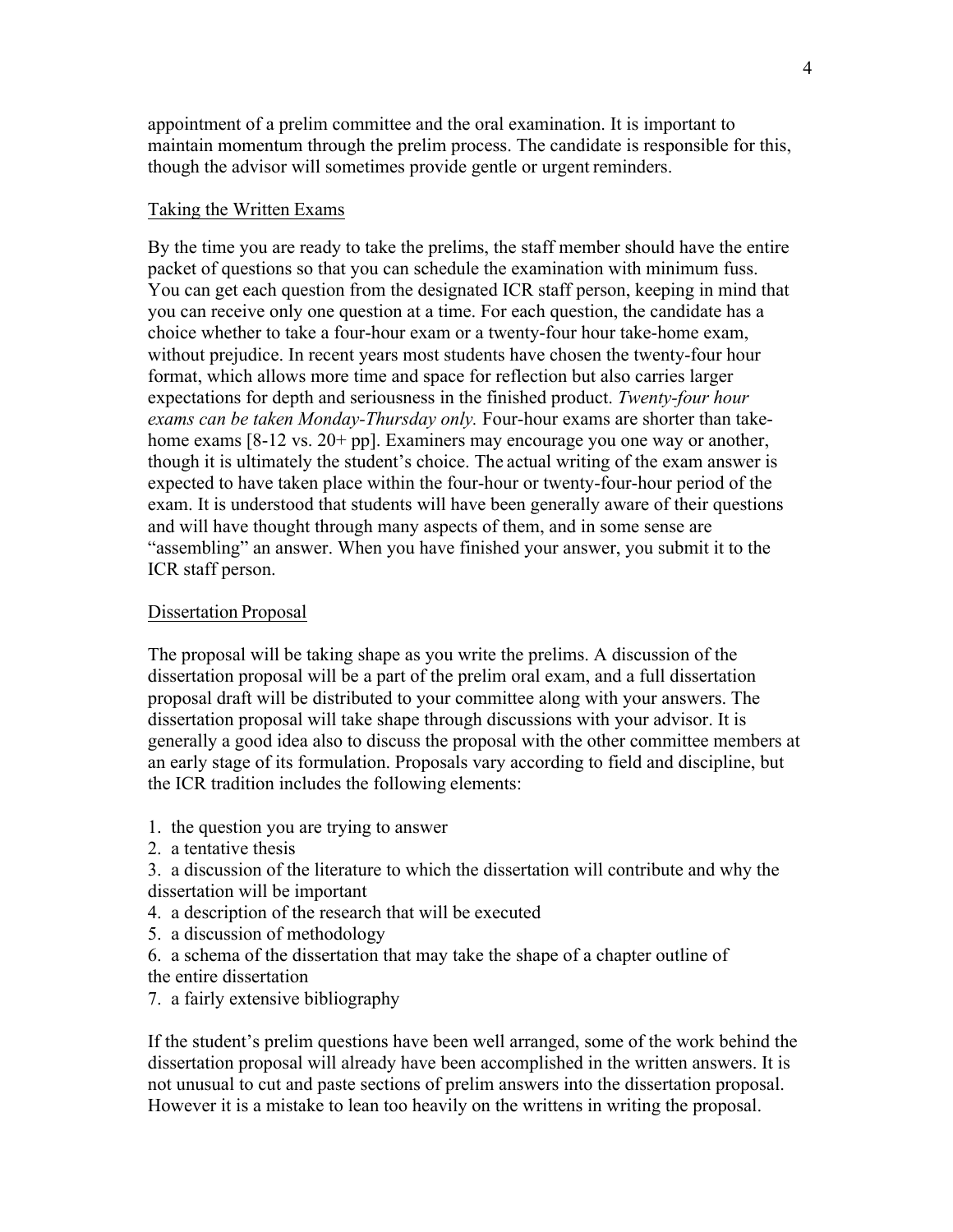appointment of a prelim committee and the oral examination. It is important to maintain momentum through the prelim process. The candidate is responsible for this, though the advisor will sometimes provide gentle or urgent reminders.

<u>Taking the Written Exams</u>

By the time you are ready to take the prelims, the staff member should have the entire packet of questions so that you can schedule the examination with minimum fuss. You can get each question from the designated ICR staff person, keeping in mind that you can receive only one question at a time. For each question, the candidate has a choice whether to take a four-hour exam or a twenty-four hour take-home exam, without prejudice. In recent years most students have chosen the twenty-four hour format, which allows more time and space for reflection but also carries larger expectations for depth and seriousness in the finished product. *Twenty-four hour exams can be taken Monday-Thursday only.* Four-hour exams are shorter than take-home exams [8-12 vs. 20+ pp]. Examiners may encourage you one way or another, though it is ultimately the student's choice. The actual writing of the exam answer is expected to have taken place within the four-hour or twenty-four-hour period of the exam. It is understood that students will have been generally aware of their questions and will have thought through many aspects of them, and in some sense are "assembling" an answer. When you have finished your answer, you submit it to the ICR staff person.

<u>Dissertation Proposal</u>

The proposal will be taking shape as you write the prelims. A discussion of the dissertation proposal will be a part of the prelim oral exam, and a full dissertation proposal draft will be distributed to your committee along with your answers. The dissertation proposal will take shape through discussions with your advisor. It is generally a good idea also to discuss the proposal with the other committee members at an early stage of its formulation. Proposals vary according to field and discipline, but the ICR tradition includes the following elements:

1. the question you are trying to answer
2. a tentative thesis
3. a discussion of the literature to which the dissertation will contribute and why the dissertation will be important
4. a description of the research that will be executed
5. a discussion of methodology
6. a schema of the dissertation that may take the shape of a chapter outline of the entire dissertation
7. a fairly extensive bibliography

If the student's prelim questions have been well arranged, some of the work behind the dissertation proposal will already have been accomplished in the written answers. It is not unusual to cut and paste sections of prelim answers into the dissertation proposal. However it is a mistake to lean too heavily on the writtens in writing the proposal.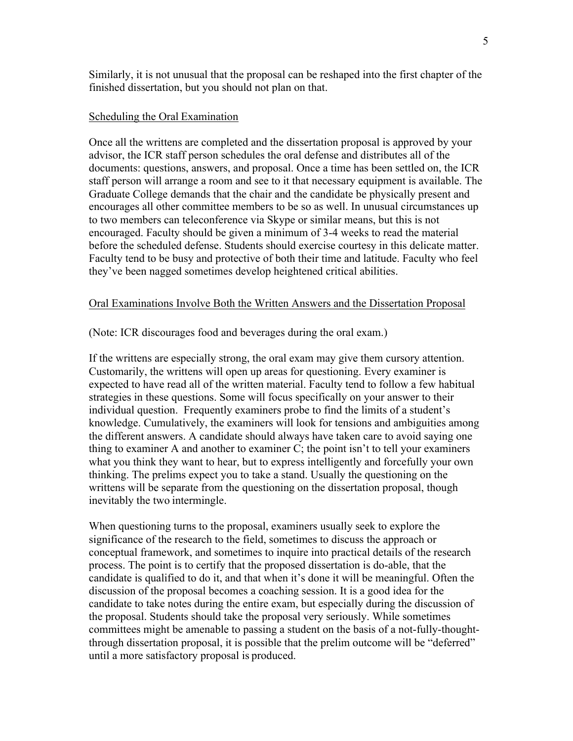Similarly, it is not unusual that the proposal can be reshaped into the first chapter of the finished dissertation, but you should not plan on that.

## Scheduling the Oral Examination

Once all the writtens are completed and the dissertation proposal is approved by your advisor, the ICR staff person schedules the oral defense and distributes all of the documents: questions, answers, and proposal. Once a time has been settled on, the ICR staff person will arrange a room and see to it that necessary equipment is available. The Graduate College demands that the chair and the candidate be physically present and encourages all other committee members to be so as well. In unusual circumstances up to two members can teleconference via Skype or similar means, but this is not encouraged. Faculty should be given a minimum of 3-4 weeks to read the material before the scheduled defense. Students should exercise courtesy in this delicate matter. Faculty tend to be busy and protective of both their time and latitude. Faculty who feel they've been nagged sometimes develop heightened critical abilities.

## Oral Examinations Involve Both the Written Answers and the Dissertation Proposal

(Note: ICR discourages food and beverages during the oral exam.)

If the writtens are especially strong, the oral exam may give them cursory attention. Customarily, the writtens will open up areas for questioning. Every examiner is expected to have read all of the written material. Faculty tend to follow a few habitual strategies in these questions. Some will focus specifically on your answer to their individual question. Frequently examiners probe to find the limits of a student's knowledge. Cumulatively, the examiners will look for tensions and ambiguities among the different answers. A candidate should always have taken care to avoid saying one thing to examiner A and another to examiner C; the point isn't to tell your examiners what you think they want to hear, but to express intelligently and forcefully your own thinking. The prelims expect you to take a stand. Usually the questioning on the writtens will be separate from the questioning on the dissertation proposal, though inevitably the two intermingle.

When questioning turns to the proposal, examiners usually seek to explore the significance of the research to the field, sometimes to discuss the approach or conceptual framework, and sometimes to inquire into practical details of the research process. The point is to certify that the proposed dissertation is do-able, that the candidate is qualified to do it, and that when it's done it will be meaningful. Often the discussion of the proposal becomes a coaching session. It is a good idea for the candidate to take notes during the entire exam, but especially during the discussion of the proposal. Students should take the proposal very seriously. While sometimes committees might be amenable to passing a student on the basis of a not-fully-thought-through dissertation proposal, it is possible that the prelim outcome will be "deferred" until a more satisfactory proposal is produced.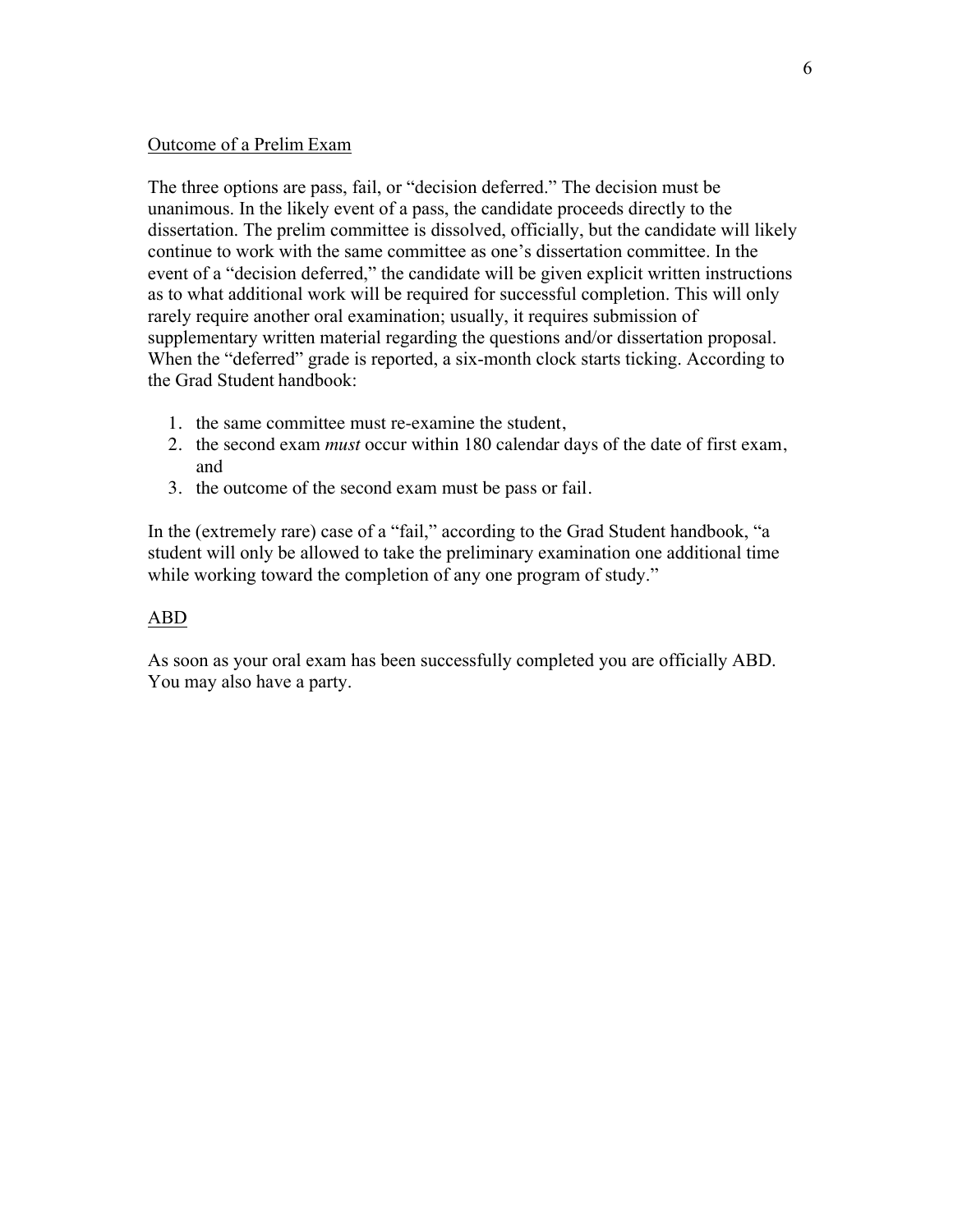## Outcome of a Prelim Exam

The three options are pass, fail, or "decision deferred." The decision must be unanimous. In the likely event of a pass, the candidate proceeds directly to the dissertation. The prelim committee is dissolved, officially, but the candidate will likely continue to work with the same committee as one's dissertation committee. In the event of a "decision deferred," the candidate will be given explicit written instructions as to what additional work will be required for successful completion. This will only rarely require another oral examination; usually, it requires submission of supplementary written material regarding the questions and/or dissertation proposal. When the "deferred" grade is reported, a six-month clock starts ticking. According to the Grad Student handbook:

1. the same committee must re-examine the student,
2. the second exam *must* occur within 180 calendar days of the date of first exam, and
3. the outcome of the second exam must be pass or fail.

In the (extremely rare) case of a "fail," according to the Grad Student handbook, "a student will only be allowed to take the preliminary examination one additional time while working toward the completion of any one program of study."

## ABD

As soon as your oral exam has been successfully completed you are officially ABD. You may also have a party.